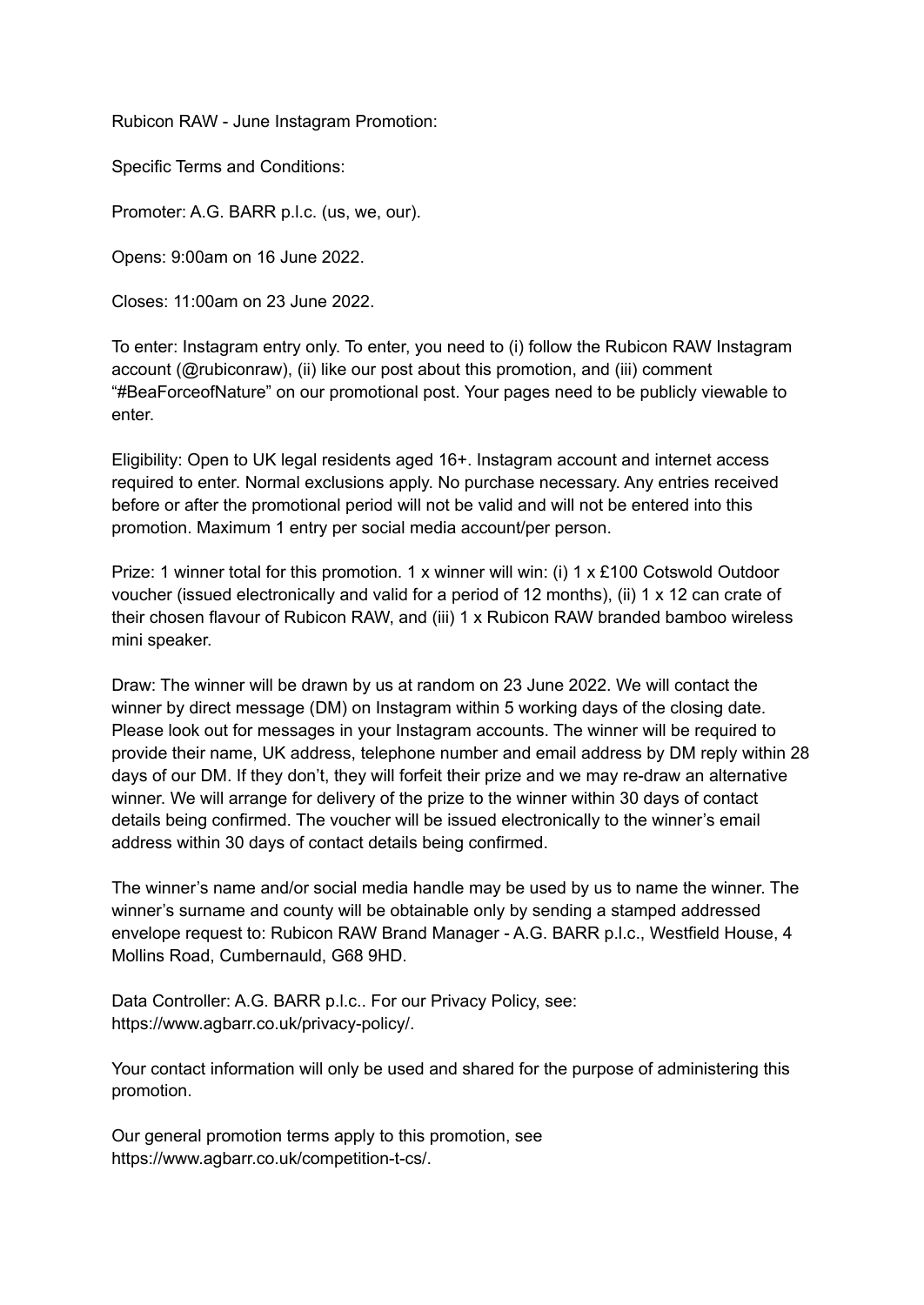Rubicon RAW - June Instagram Promotion:

Specific Terms and Conditions:

Promoter: A.G. BARR p.l.c. (us, we, our).

Opens: 9:00am on 16 June 2022.

Closes: 11:00am on 23 June 2022.

To enter: Instagram entry only. To enter, you need to (i) follow the Rubicon RAW Instagram account (@rubiconraw), (ii) like our post about this promotion, and (iii) comment "#BeaForceofNature" on our promotional post. Your pages need to be publicly viewable to enter.

Eligibility: Open to UK legal residents aged 16+. Instagram account and internet access required to enter. Normal exclusions apply. No purchase necessary. Any entries received before or after the promotional period will not be valid and will not be entered into this promotion. Maximum 1 entry per social media account/per person.

Prize: 1 winner total for this promotion. 1 x winner will win: (i) 1 x £100 Cotswold Outdoor voucher (issued electronically and valid for a period of 12 months), (ii) 1 x 12 can crate of their chosen flavour of Rubicon RAW, and (iii) 1 x Rubicon RAW branded bamboo wireless mini speaker.

Draw: The winner will be drawn by us at random on 23 June 2022. We will contact the winner by direct message (DM) on Instagram within 5 working days of the closing date. Please look out for messages in your Instagram accounts. The winner will be required to provide their name, UK address, telephone number and email address by DM reply within 28 days of our DM. If they don't, they will forfeit their prize and we may re-draw an alternative winner. We will arrange for delivery of the prize to the winner within 30 days of contact details being confirmed. The voucher will be issued electronically to the winner's email address within 30 days of contact details being confirmed.

The winner's name and/or social media handle may be used by us to name the winner. The winner's surname and county will be obtainable only by sending a stamped addressed envelope request to: Rubicon RAW Brand Manager - A.G. BARR p.l.c., Westfield House, 4 Mollins Road, Cumbernauld, G68 9HD.

Data Controller: A.G. BARR p.l.c.. For our Privacy Policy, see: https://www.agbarr.co.uk/privacy-policy/.

Your contact information will only be used and shared for the purpose of administering this promotion.

Our general promotion terms apply to this promotion, see https://www.agbarr.co.uk/competition-t-cs/.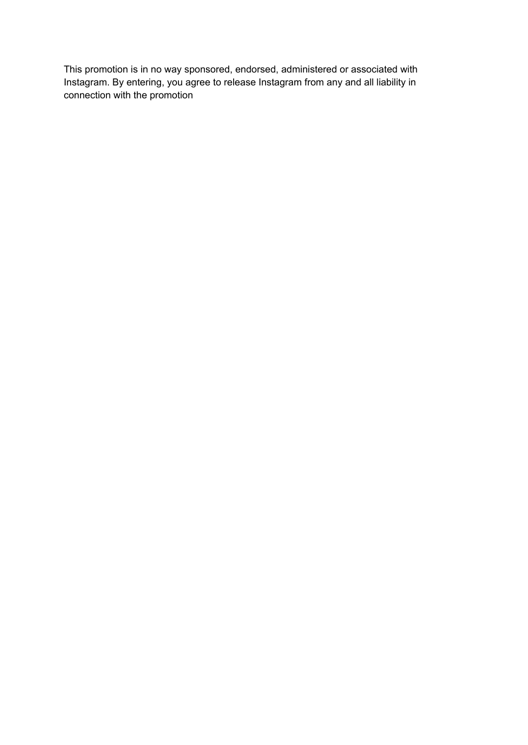This promotion is in no way sponsored, endorsed, administered or associated with Instagram. By entering, you agree to release Instagram from any and all liability in connection with the promotion